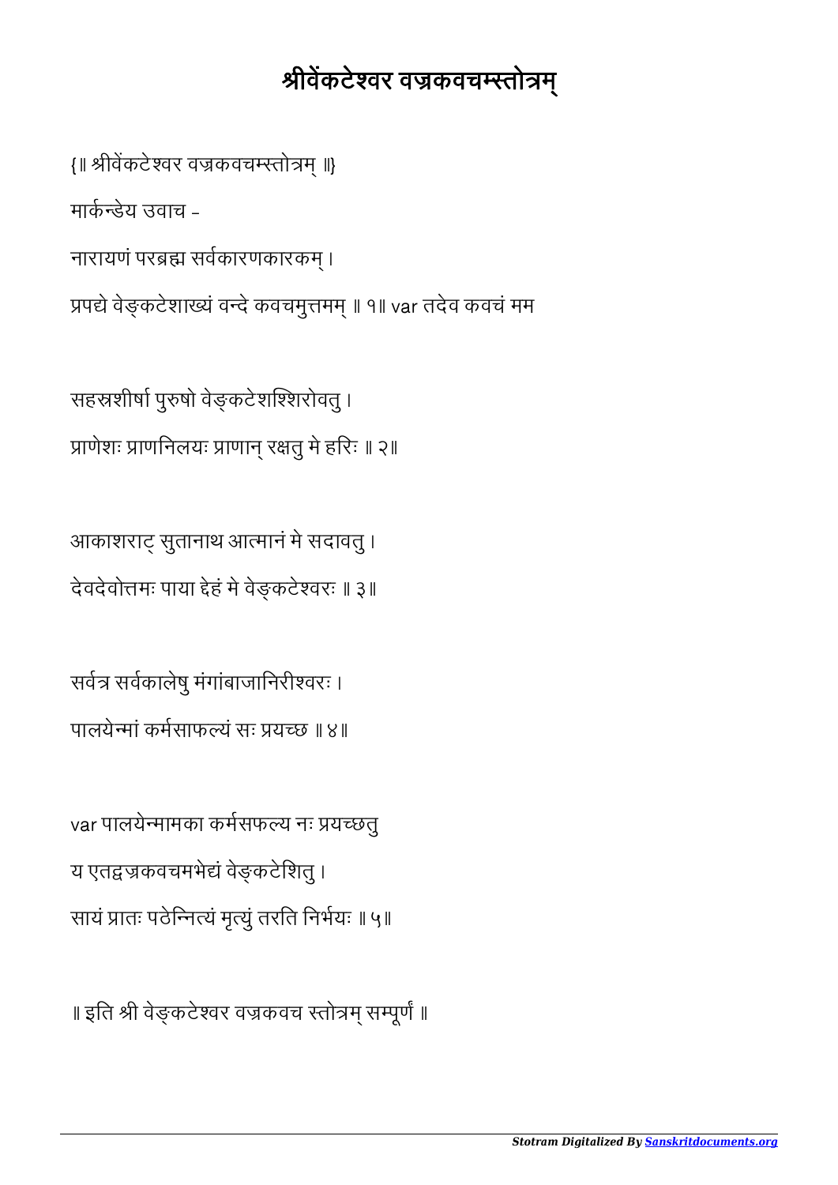# श्रीवेंकटेश्वर वज्रकवचम्स्तोत्रम्

{॥ श्रीवेंकटेश्वर वज्रकवचम्स्तोत्रम् ॥}

मार्कन्डेय उवाच -

नारायणं परब्रह्म सर्वकारणकारकम् ।

प्रपद्ये वेङ्कटेशाख्यं वन्दे कवचमुत्तमम् ॥ १॥ var तदेव कवचं मम

सहस्रशीर्षा पुरुषो वेङ्कटेशश्शिरोवतु ।

प्राणेशः प्राणनिलयः प्राणान् रक्षतु मे हरिः ॥ २॥

आकाशराट् सुतानाथ आत्मानं मे सदावतु ।

देवदेवोत्तमः पाया द्देहं मे वेङ्कटेश्वरः ॥ ३॥

सर्वत्र सर्वकालेषु मंगांबाजानिरीश्वरः ।

पालयेन्मां कर्मसाफल्यं सः प्रयच्छ ॥ ४॥

var पालयेन्मामका कर्मसफल्य नः प्रयच्छतु

य एतद्वज्रकवचमभेद्यं वेङ्कटेशितु ।

सायं प्रातः पठेन्नित्यं मृत्युं तरति निर्भयः ॥ ५॥

॥ इति श्री वेङ्कटेश्वर वज्रकवच स्तोत्रम् सम्पूर्णं ॥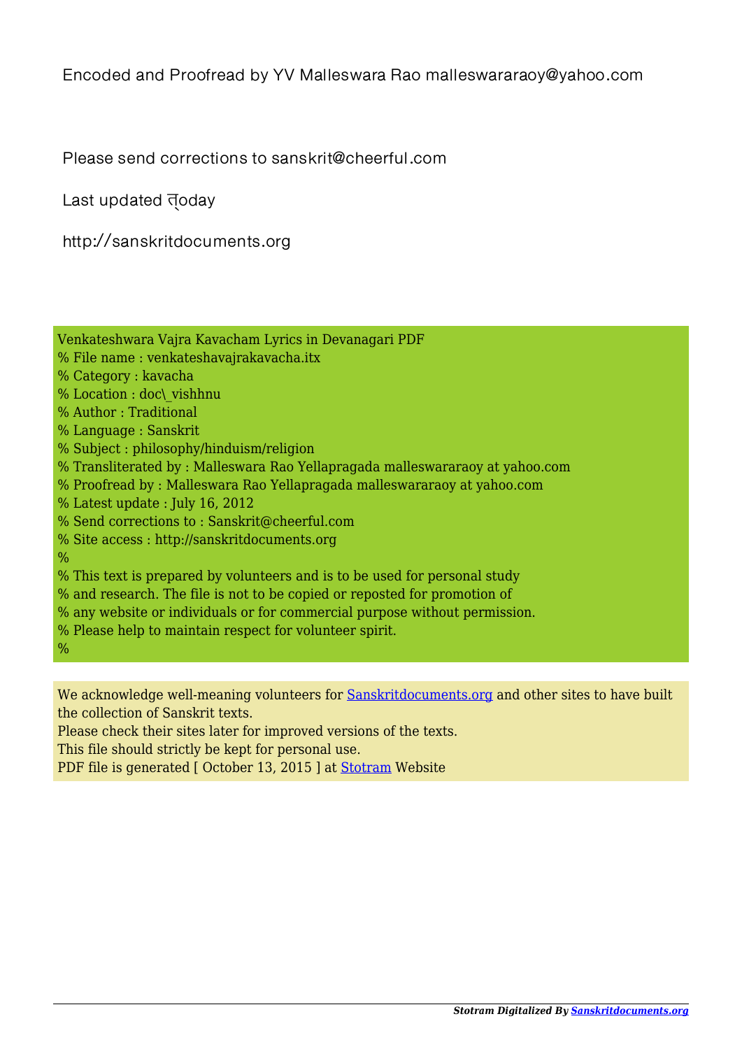Encoded and Proofread by YV Malleswara Rao malleswararaoy@yahoo.com

Please send corrections to sanskrit@cheerful.com

Last updated त्oday

http://sanskritdocuments.org

Venkateshwara Vajra Kavacham Lyrics in Devanagari PDF
% File name : venkateshavajrakavacha.itx
% Category : kavacha
% Location : doc\_vishhnu
% Author : Traditional
% Language : Sanskrit
% Subject : philosophy/hinduism/religion
% Transliterated by : Malleswara Rao Yellapragada malleswararaoy at yahoo.com
% Proofread by : Malleswara Rao Yellapragada malleswararaoy at yahoo.com
% Latest update : July 16, 2012
% Send corrections to : Sanskrit@cheerful.com
% Site access : http://sanskritdocuments.org
%
% This text is prepared by volunteers and is to be used for personal study
% and research. The file is not to be copied or reposted for promotion of
% any website or individuals or for commercial purpose without permission.
% Please help to maintain respect for volunteer spirit.
%

We acknowledge well-meaning volunteers for Sanskritdocuments.org and other sites to have built the collection of Sanskrit texts.
Please check their sites later for improved versions of the texts.
This file should strictly be kept for personal use.
PDF file is generated [ October 13, 2015 ] at Stotram Website